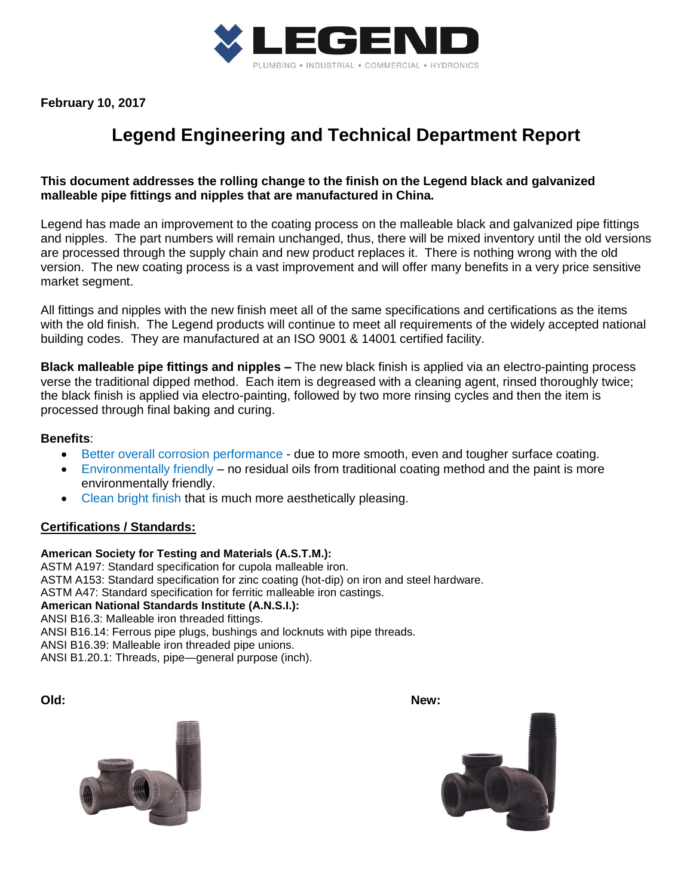LEGEND

PLUMBING • INDUSTRIAL • COMMERCIAL • HYDRONICS

**February 10, 2017**

# Legend Engineering and Technical Department Report

**This document addresses the rolling change to the finish on the Legend black and galvanized malleable pipe fittings and nipples that are manufactured in China.**

Legend has made an improvement to the coating process on the malleable black and galvanized pipe fittings and nipples. The part numbers will remain unchanged, thus, there will be mixed inventory until the old versions are processed through the supply chain and new product replaces it. There is nothing wrong with the old version. The new coating process is a vast improvement and will offer many benefits in a very price sensitive market segment.

All fittings and nipples with the new finish meet all of the same specifications and certifications as the items with the old finish. The Legend products will continue to meet all requirements of the widely accepted national building codes. They are manufactured at an ISO 9001 & 14001 certified facility.

**Black malleable pipe fittings and nipples –** The new black finish is applied via an electro-painting process verse the traditional dipped method. Each item is degreased with a cleaning agent, rinsed thoroughly twice; the black finish is applied via electro-painting, followed by two more rinsing cycles and then the item is processed through final baking and curing.

**Benefits**:

- Better overall corrosion performance - due to more smooth, even and tougher surface coating.
- Environmentally friendly – no residual oils from traditional coating method and the paint is more environmentally friendly.
- Clean bright finish that is much more aesthetically pleasing.

## Certifications / Standards:

**American Society for Testing and Materials (A.S.T.M.):**

ASTM A197: Standard specification for cupola malleable iron.
ASTM A153: Standard specification for zinc coating (hot-dip) on iron and steel hardware.
ASTM A47: Standard specification for ferritic malleable iron castings.

**American National Standards Institute (A.N.S.I.):**

ANSI B16.3: Malleable iron threaded fittings.
ANSI B16.14: Ferrous pipe plugs, bushings and locknuts with pipe threads.
ANSI B16.39: Malleable iron threaded pipe unions.
ANSI B1.20.1: Threads, pipe—general purpose (inch).

**Old:**

**New:**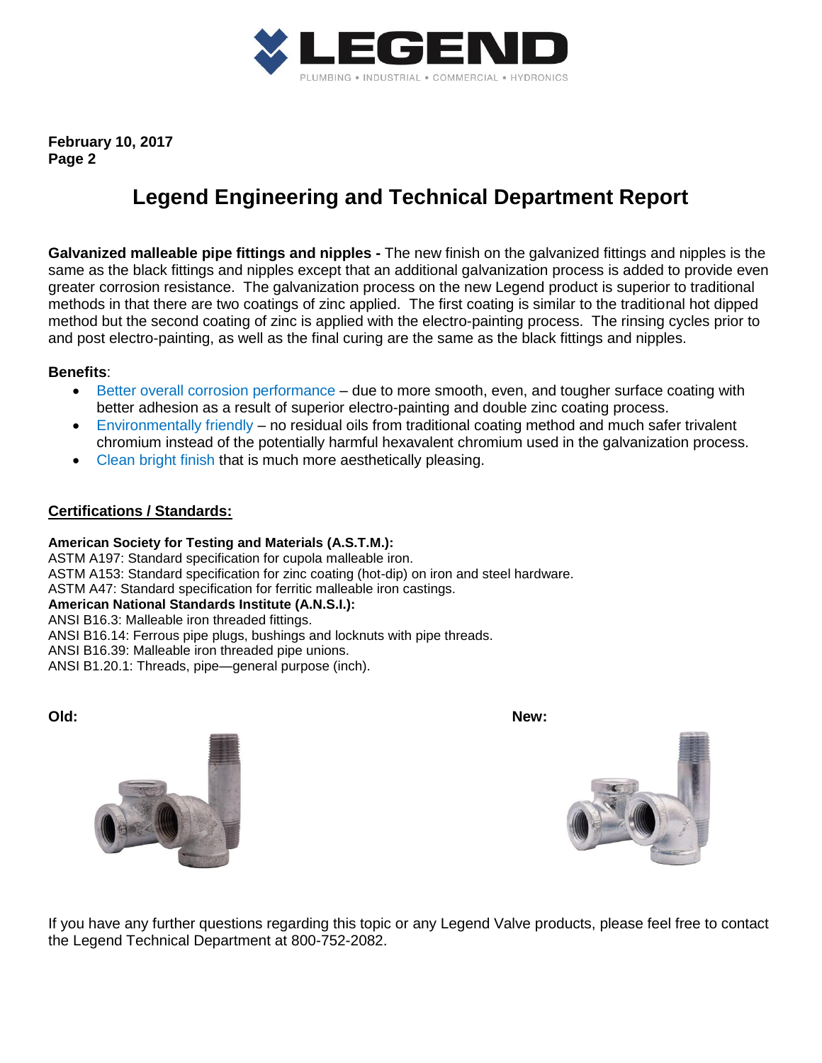**February 10, 2017**
**Page 2**

# Legend Engineering and Technical Department Report

**Galvanized malleable pipe fittings and nipples -** The new finish on the galvanized fittings and nipples is the same as the black fittings and nipples except that an additional galvanization process is added to provide even greater corrosion resistance. The galvanization process on the new Legend product is superior to traditional methods in that there are two coatings of zinc applied. The first coating is similar to the traditional hot dipped method but the second coating of zinc is applied with the electro-painting process. The rinsing cycles prior to and post electro-painting, as well as the final curing are the same as the black fittings and nipples.

**Benefits**:

- Better overall corrosion performance – due to more smooth, even, and tougher surface coating with better adhesion as a result of superior electro-painting and double zinc coating process.
- Environmentally friendly – no residual oils from traditional coating method and much safer trivalent chromium instead of the potentially harmful hexavalent chromium used in the galvanization process.
- Clean bright finish that is much more aesthetically pleasing.

## Certifications / Standards:

**American Society for Testing and Materials (A.S.T.M.):**
ASTM A197: Standard specification for cupola malleable iron.
ASTM A153: Standard specification for zinc coating (hot-dip) on iron and steel hardware.
ASTM A47: Standard specification for ferritic malleable iron castings.
**American National Standards Institute (A.N.S.I.):**
ANSI B16.3: Malleable iron threaded fittings.
ANSI B16.14: Ferrous pipe plugs, bushings and locknuts with pipe threads.
ANSI B16.39: Malleable iron threaded pipe unions.
ANSI B1.20.1: Threads, pipe—general purpose (inch).

**Old:**

**New:**

If you have any further questions regarding this topic or any Legend Valve products, please feel free to contact the Legend Technical Department at 800-752-2082.